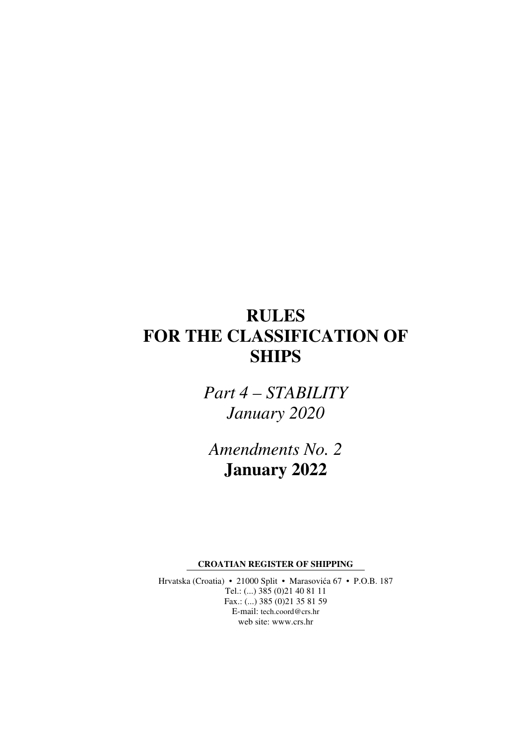# RULES FOR THE CLASSIFICATION OF SHIPS

*Part 4 – STABILITY*
*January 2020*

*Amendments No. 2*
**January 2022**

**CROATIAN REGISTER OF SHIPPING**

Hrvatska (Croatia) • 21000 Split • Marasovića 67 • P.O.B. 187
Tel.: (...) 385 (0)21 40 81 11
Fax.: (...) 385 (0)21 35 81 59
E-mail: tech.coord@crs.hr
web site: www.crs.hr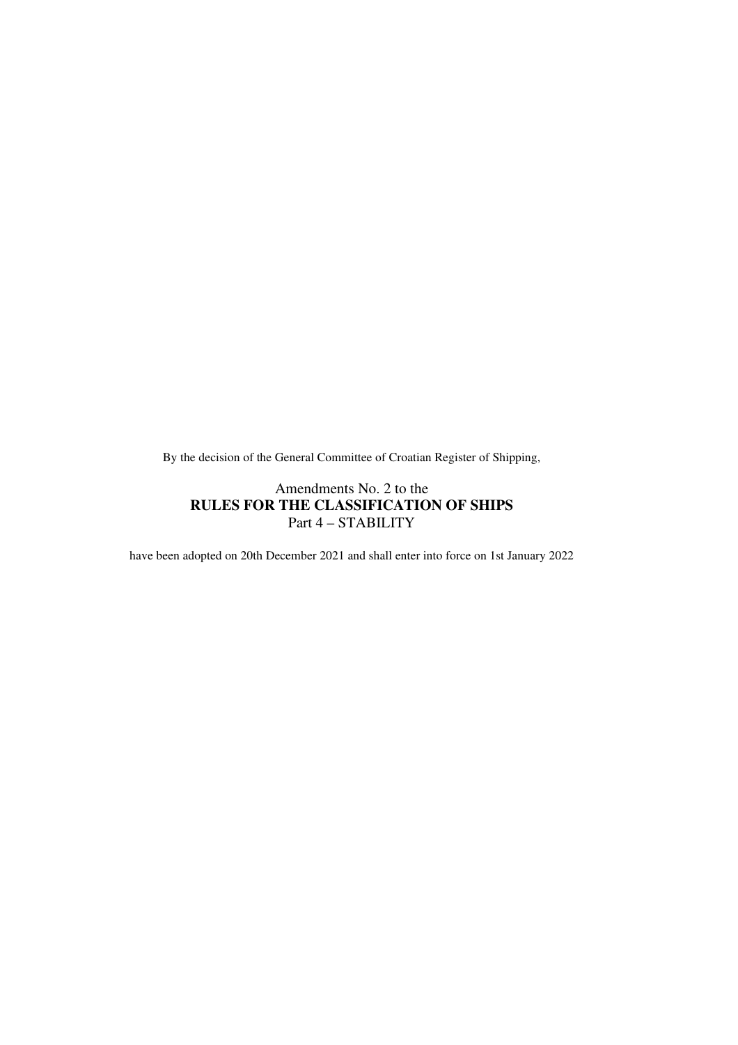By the decision of the General Committee of Croatian Register of Shipping,

Amendments No. 2 to the
**RULES FOR THE CLASSIFICATION OF SHIPS**
Part 4 – STABILITY

have been adopted on 20th December 2021 and shall enter into force on 1st January 2022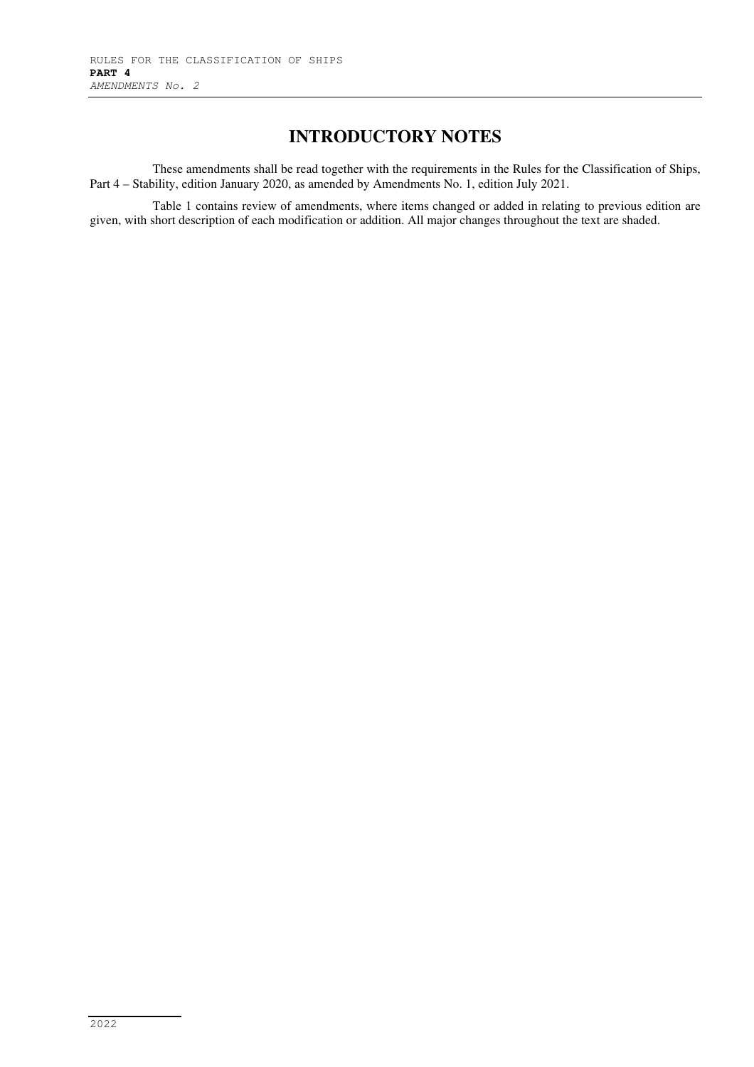# INTRODUCTORY NOTES

These amendments shall be read together with the requirements in the Rules for the Classification of Ships, Part 4 – Stability, edition January 2020, as amended by Amendments No. 1, edition July 2021.

Table 1 contains review of amendments, where items changed or added in relating to previous edition are given, with short description of each modification or addition. All major changes throughout the text are shaded.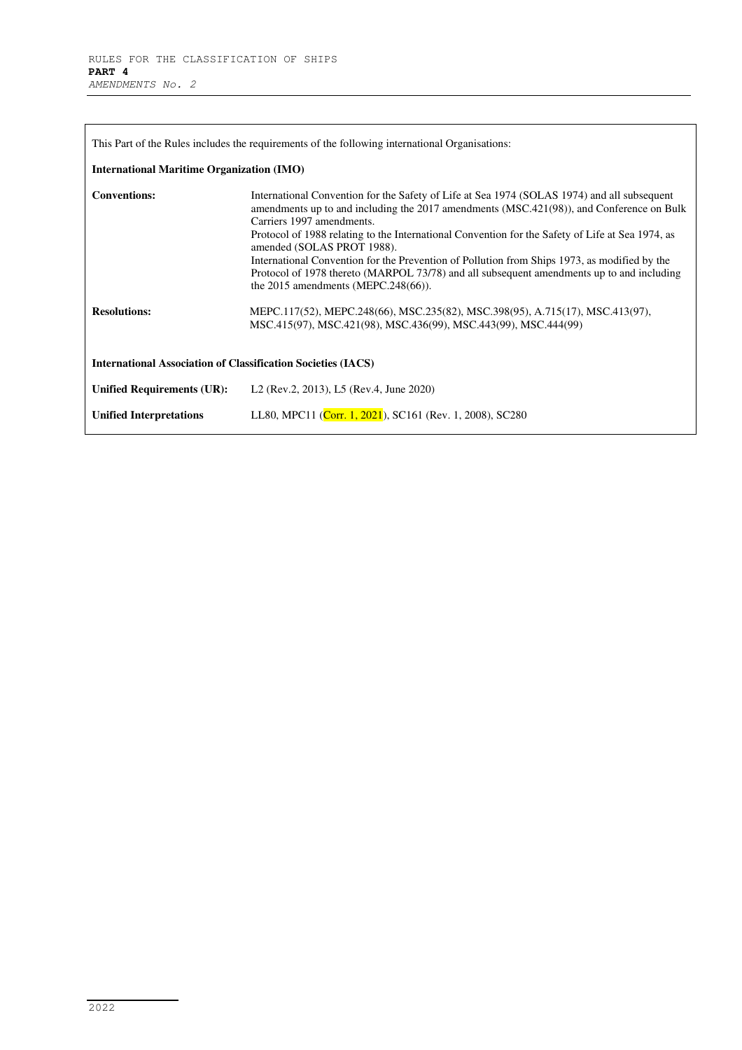This Part of the Rules includes the requirements of the following international Organisations:

**International Maritime Organization (IMO)**

| | |
|---|---|
| **Conventions:** | International Convention for the Safety of Life at Sea 1974 (SOLAS 1974) and all subsequent amendments up to and including the 2017 amendments (MSC.421(98)), and Conference on Bulk Carriers 1997 amendments.<br>Protocol of 1988 relating to the International Convention for the Safety of Life at Sea 1974, as amended (SOLAS PROT 1988).<br>International Convention for the Prevention of Pollution from Ships 1973, as modified by the Protocol of 1978 thereto (MARPOL 73/78) and all subsequent amendments up to and including the 2015 amendments (MEPC.248(66)). |
| **Resolutions:** | MEPC.117(52), MEPC.248(66), MSC.235(82), MSC.398(95), A.715(17), MSC.413(97), MSC.415(97), MSC.421(98), MSC.436(99), MSC.443(99), MSC.444(99) |

**International Association of Classification Societies (IACS)**

| | |
|---|---|
| **Unified Requirements (UR):** | L2 (Rev.2, 2013), L5 (Rev.4, June 2020) |
| **Unified Interpretations** | LL80, MPC11 (Corr. 1, 2021), SC161 (Rev. 1, 2008), SC280 |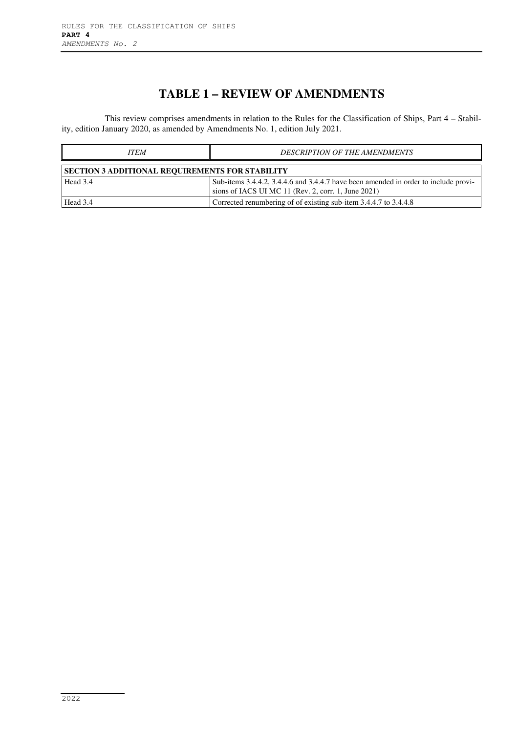# TABLE 1 – REVIEW OF AMENDMENTS

This review comprises amendments in relation to the Rules for the Classification of Ships, Part 4 – Stability, edition January 2020, as amended by Amendments No. 1, edition July 2021.

| *ITEM* | *DESCRIPTION OF THE AMENDMENTS* |
| --- | --- |
| **SECTION 3 ADDITIONAL REQUIREMENTS FOR STABILITY** | |
| Head 3.4 | Sub-items 3.4.4.2, 3.4.4.6 and 3.4.4.7 have been amended in order to include provisions of IACS UI MC 11 (Rev. 2, corr. 1, June 2021) |
| Head 3.4 | Corrected renumbering of of existing sub-item 3.4.4.7 to 3.4.4.8 |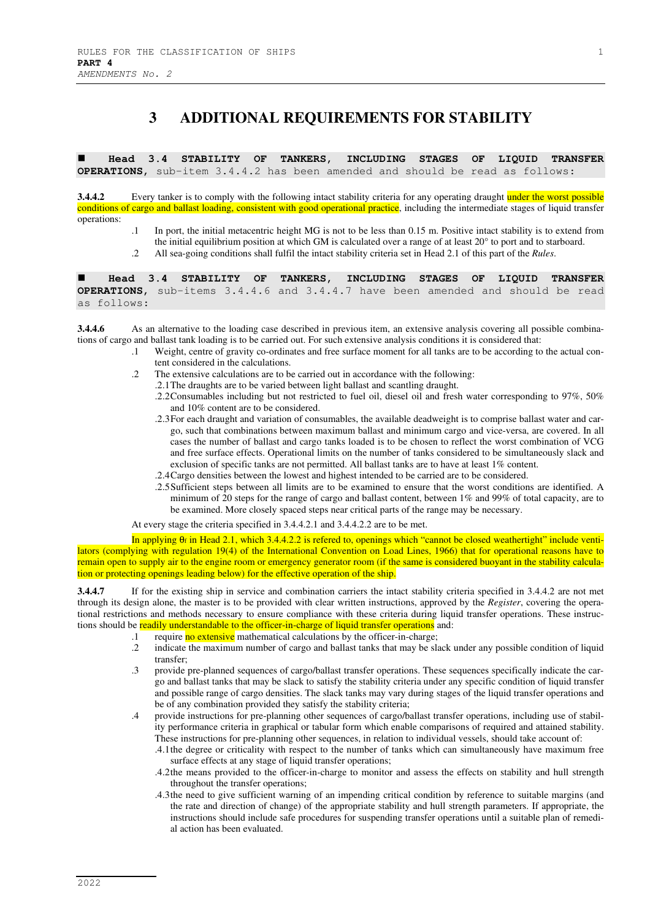# 3 ADDITIONAL REQUIREMENTS FOR STABILITY

■ **Head 3.4 STABILITY OF TANKERS, INCLUDING STAGES OF LIQUID TRANSFER OPERATIONS,** sub-item 3.4.4.2 has been amended and should be read as follows:

**3.4.4.2** Every tanker is to comply with the following intact stability criteria for any operating draught under the worst possible conditions of cargo and ballast loading, consistent with good operational practice, including the intermediate stages of liquid transfer operations:

.1 In port, the initial metacentric height MG is not to be less than 0.15 m. Positive intact stability is to extend from the initial equilibrium position at which GM is calculated over a range of at least 20° to port and to starboard.

.2 All sea-going conditions shall fulfil the intact stability criteria set in Head 2.1 of this part of the *Rules*.

■ **Head 3.4 STABILITY OF TANKERS, INCLUDING STAGES OF LIQUID TRANSFER OPERATIONS,** sub-items 3.4.4.6 and 3.4.4.7 have been amended and should be read as follows:

**3.4.4.6** As an alternative to the loading case described in previous item, an extensive analysis covering all possible combinations of cargo and ballast tank loading is to be carried out. For such extensive analysis conditions it is considered that:

.1 Weight, centre of gravity co-ordinates and free surface moment for all tanks are to be according to the actual content considered in the calculations.

.2 The extensive calculations are to be carried out in accordance with the following:

.2.1 The draughts are to be varied between light ballast and scantling draught.

.2.2 Consumables including but not restricted to fuel oil, diesel oil and fresh water corresponding to 97%, 50% and 10% content are to be considered.

.2.3 For each draught and variation of consumables, the available deadweight is to comprise ballast water and cargo, such that combinations between maximum ballast and minimum cargo and vice-versa, are covered. In all cases the number of ballast and cargo tanks loaded is to be chosen to reflect the worst combination of VCG and free surface effects. Operational limits on the number of tanks considered to be simultaneously slack and exclusion of specific tanks are not permitted. All ballast tanks are to have at least 1% content.

.2.4 Cargo densities between the lowest and highest intended to be carried are to be considered.

.2.5 Sufficient steps between all limits are to be examined to ensure that the worst conditions are identified. A minimum of 20 steps for the range of cargo and ballast content, between 1% and 99% of total capacity, are to be examined. More closely spaced steps near critical parts of the range may be necessary.

At every stage the criteria specified in 3.4.4.2.1 and 3.4.4.2.2 are to be met.

In applying $\theta_f$ in Head 2.1, which 3.4.4.2.2 is refered to, openings which "cannot be closed weathertight" include ventilators (complying with regulation 19(4) of the International Convention on Load Lines, 1966) that for operational reasons have to remain open to supply air to the engine room or emergency generator room (if the same is considered buoyant in the stability calculation or protecting openings leading below) for the effective operation of the ship.

**3.4.4.7** If for the existing ship in service and combination carriers the intact stability criteria specified in 3.4.4.2 are not met through its design alone, the master is to be provided with clear written instructions, approved by the *Register*, covering the operational restrictions and methods necessary to ensure compliance with these criteria during liquid transfer operations. These instructions should be readily understandable to the officer-in-charge of liquid transfer operations and:

.1 require no extensive mathematical calculations by the officer-in-charge;

.2 indicate the maximum number of cargo and ballast tanks that may be slack under any possible condition of liquid transfer;

.3 provide pre-planned sequences of cargo/ballast transfer operations. These sequences specifically indicate the cargo and ballast tanks that may be slack to satisfy the stability criteria under any specific condition of liquid transfer and possible range of cargo densities. The slack tanks may vary during stages of the liquid transfer operations and be of any combination provided they satisfy the stability criteria;

.4 provide instructions for pre-planning other sequences of cargo/ballast transfer operations, including use of stability performance criteria in graphical or tabular form which enable comparisons of required and attained stability. These instructions for pre-planning other sequences, in relation to individual vessels, should take account of:

.4.1 the degree or criticality with respect to the number of tanks which can simultaneously have maximum free surface effects at any stage of liquid transfer operations;

.4.2 the means provided to the officer-in-charge to monitor and assess the effects on stability and hull strength throughout the transfer operations;

.4.3 the need to give sufficient warning of an impending critical condition by reference to suitable margins (and the rate and direction of change) of the appropriate stability and hull strength parameters. If appropriate, the instructions should include safe procedures for suspending transfer operations until a suitable plan of remedial action has been evaluated.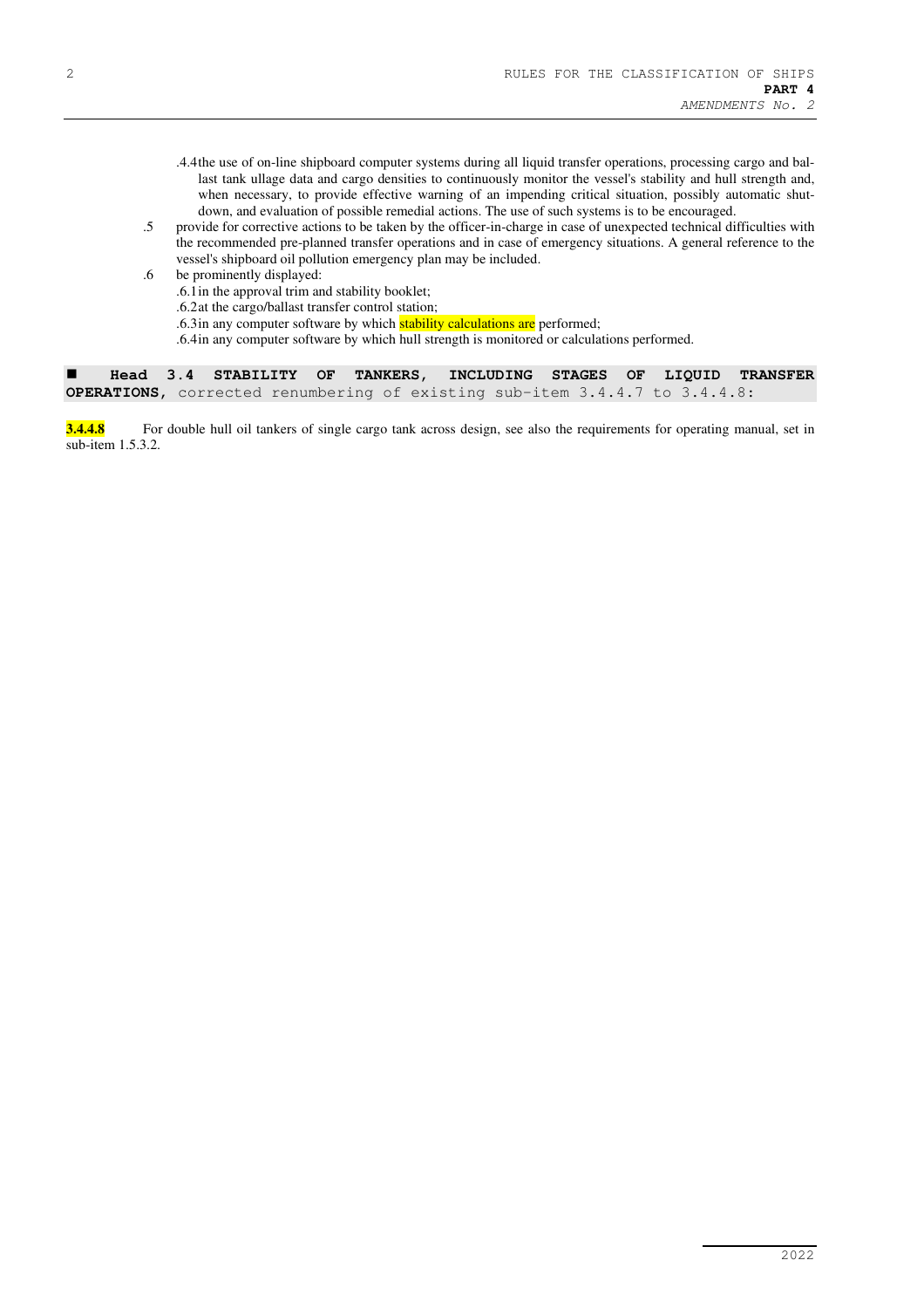.4.4 the use of on-line shipboard computer systems during all liquid transfer operations, processing cargo and ballast tank ullage data and cargo densities to continuously monitor the vessel's stability and hull strength and, when necessary, to provide effective warning of an impending critical situation, possibly automatic shutdown, and evaluation of possible remedial actions. The use of such systems is to be encouraged.

.5 provide for corrective actions to be taken by the officer-in-charge in case of unexpected technical difficulties with the recommended pre-planned transfer operations and in case of emergency situations. A general reference to the vessel's shipboard oil pollution emergency plan may be included.

.6 be prominently displayed:

.6.1 in the approval trim and stability booklet;

.6.2 at the cargo/ballast transfer control station;

.6.3 in any computer software by which stability calculations are performed;

.6.4 in any computer software by which hull strength is monitored or calculations performed.

■ **Head 3.4 STABILITY OF TANKERS, INCLUDING STAGES OF LIQUID TRANSFER OPERATIONS,** corrected renumbering of existing sub-item 3.4.4.7 to 3.4.4.8:

**3.4.4.8** For double hull oil tankers of single cargo tank across design, see also the requirements for operating manual, set in sub-item 1.5.3.2.